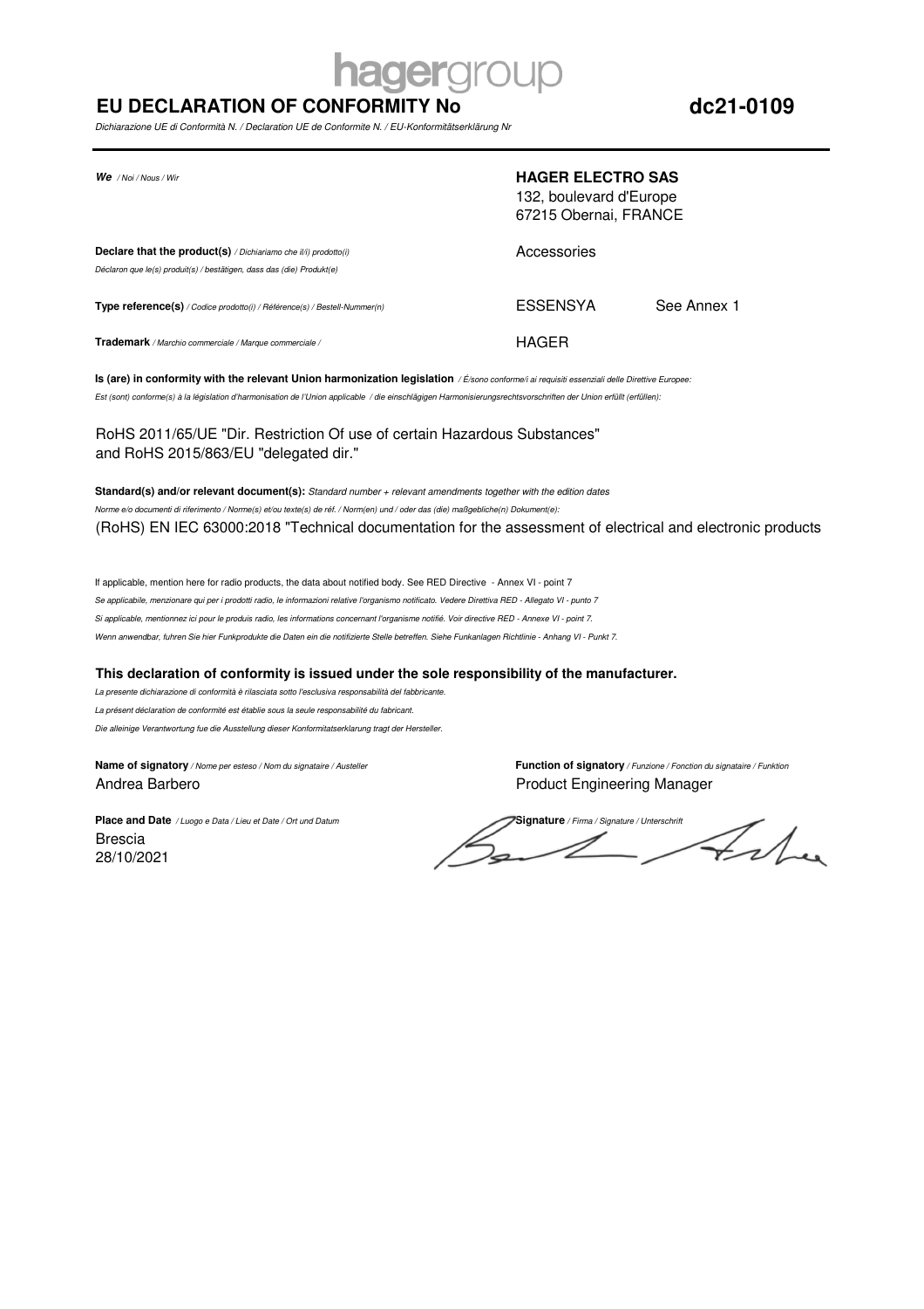**hagergroup**

# EU DECLARATION OF CONFORMITY No dc21-0109

*Dichiarazione UE di Conformità N. / Declaration UE de Conformite N. / EU-Konformitätserklärung Nr*

**We** */ Noi / Nous / Wir*

**HAGER ELECTRO SAS**
132, boulevard d'Europe
67215 Obernai, FRANCE

**Declare that the product(s)** */ Dichiariamo che il/i) prodotto(i)*
*Déclaron que le(s) produit(s) / bestätigen, dass das (die) Produkt(e)*

Accessories

**Type reference(s)** */ Codice prodotto(i) / Référence(s) / Bestell-Nummer(n)*

ESSENSYA See Annex 1

**Trademark** */ Marchio commerciale / Marque commerciale /*

HAGER

**Is (are) in conformity with the relevant Union harmonization legislation** */ É/sono conforme/i ai requisiti essenziali delle Direttive Europee:*
*Est (sont) conforme(s) à la législation d'harmonisation de l'Union applicable / die einschlägigen Harmonisierungsrechtsvorschriften der Union erfüllt (erfüllen):*

RoHS 2011/65/UE "Dir. Restriction Of use of certain Hazardous Substances"
and RoHS 2015/863/EU "delegated dir."

**Standard(s) and/or relevant document(s):** *Standard number + relevant amendments together with the edition dates*
*Norme e/o documenti di riferimento / Norme(s) et/ou texte(s) de réf. / Norm(en) und / oder das (die) maßgebliche(n) Dokument(e):*

(RoHS) EN IEC 63000:2018 "Technical documentation for the assessment of electrical and electronic products

If applicable, mention here for radio products, the data about notified body. See RED Directive - Annex VI - point 7
*Se applicabile, menzionare qui per i prodotti radio, le informazioni relative l'organismo notificato. Vedere Direttiva RED - Allegato VI - punto 7*
*Si applicable, mentionnez ici pour le produis radio, les informations concernant l'organisme notifié. Voir directive RED - Annexe VI - point 7.*
*Wenn anwendbar, fuhren Sie hier Funkprodukte die Daten ein die notifizierte Stelle betreffen. Siehe Funkanlagen Richtlinie - Anhang VI - Punkt 7.*

**This declaration of conformity is issued under the sole responsibility of the manufacturer.**
*La presente dichiarazione di conformità è rilasciata sotto l'esclusiva responsabilità del fabbricante.*
*La présent déclaration de conformité est établie sous la seule responsabilité du fabricant.*
*Die alleinige Verantwortung fue die Ausstellung dieser Konformitatserklarung tragt der Hersteller.*

**Name of signatory** */ Nome per esteso / Nom du signataire / Austeller*
Andrea Barbero

**Function of signatory** */ Funzione / Fonction du signataire / Funktion*
Product Engineering Manager

**Place and Date** */ Luogo e Data / Lieu et Date / Ort und Datum*
Brescia
28/10/2021

**Signature** */ Firma / Signature / Unterschrift*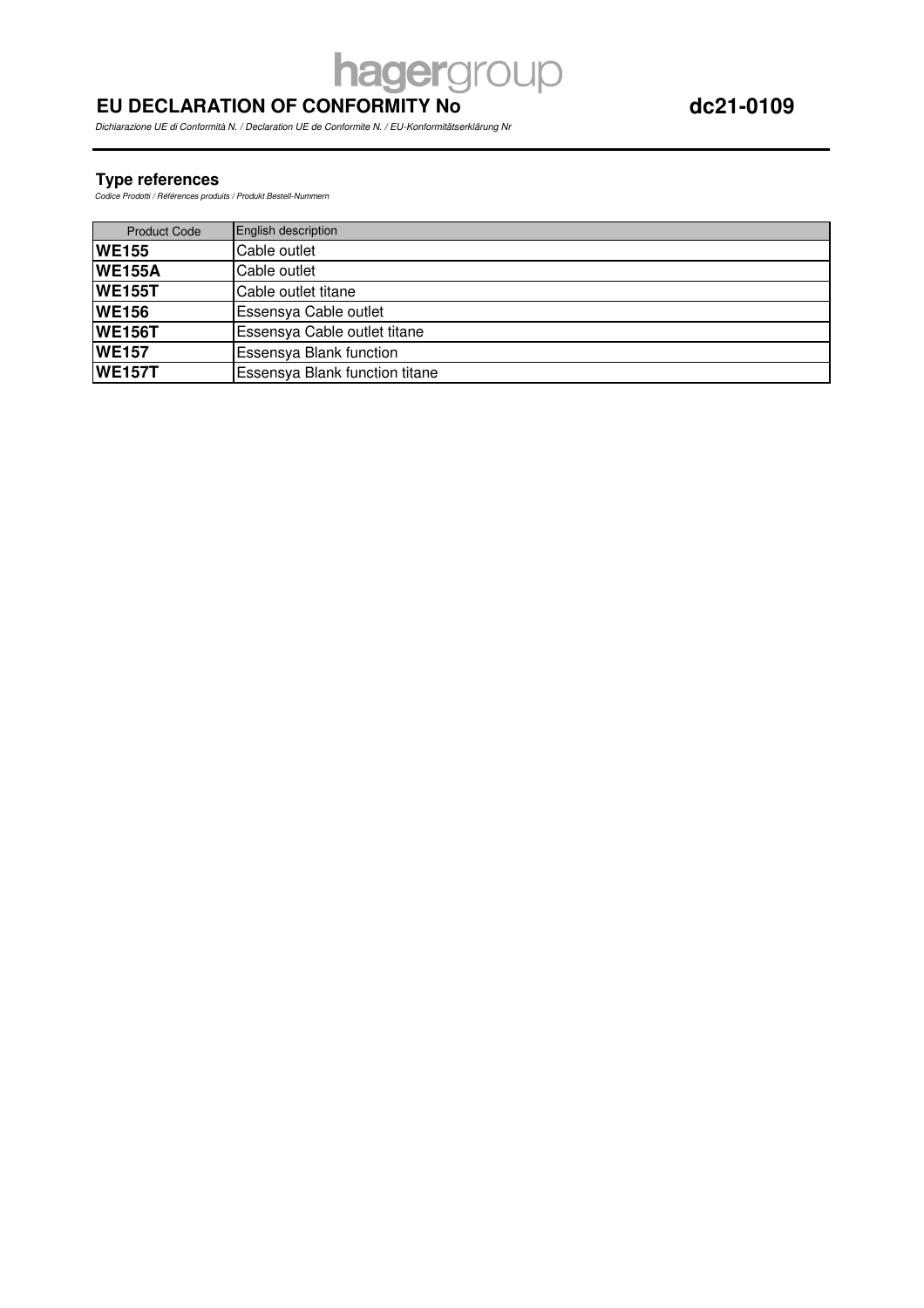hagergroup

# EU DECLARATION OF CONFORMITY No dc21-0109

*Dichiarazione UE di Conformità N. / Declaration UE de Conformite N. / EU-Konformitätserklärung Nr*

## Type references

*Codice Prodotti / Références produits / Produkt Bestell-Nummern*

| Product Code | English description |
|---|---|
| **WE155** | Cable outlet |
| **WE155A** | Cable outlet |
| **WE155T** | Cable outlet titane |
| **WE156** | Essensya Cable outlet |
| **WE156T** | Essensya Cable outlet titane |
| **WE157** | Essensya Blank function |
| **WE157T** | Essensya Blank function titane |